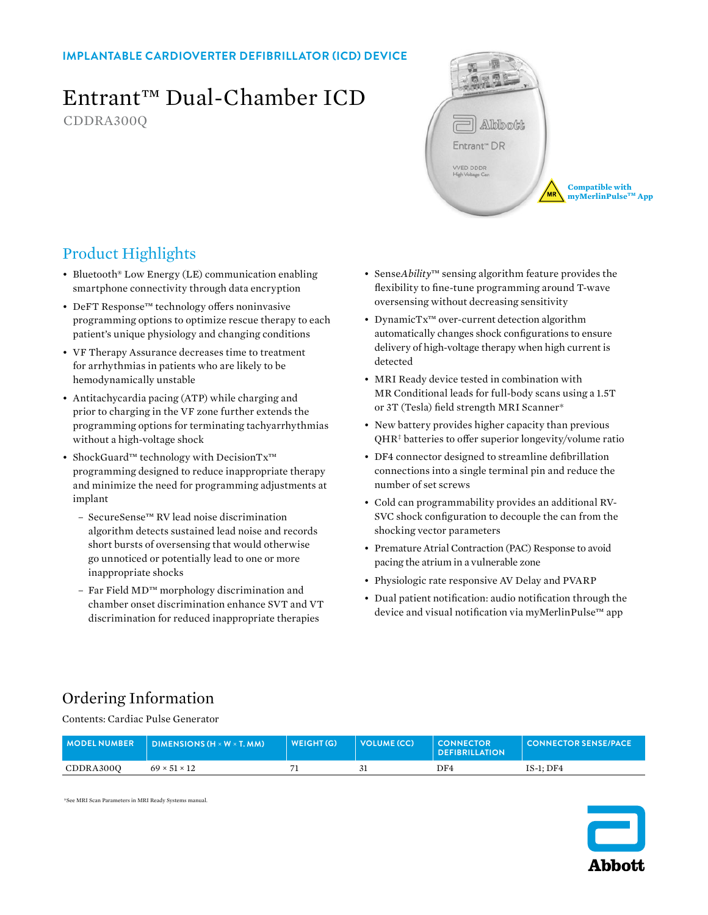IMPLANTABLE CARDIOVERTER DEFIBRILLATOR (ICD) DEVICE

# Entrant™ Dual-Chamber ICD

CDDRA300Q

Compatible with myMerlinPulse™ App

## Product Highlights

- Bluetooth® Low Energy (LE) communication enabling smartphone connectivity through data encryption
- DeFT Response™ technology offers noninvasive programming options to optimize rescue therapy to each patient's unique physiology and changing conditions
- VF Therapy Assurance decreases time to treatment for arrhythmias in patients who are likely to be hemodynamically unstable
- Antitachycardia pacing (ATP) while charging and prior to charging in the VF zone further extends the programming options for terminating tachyarrhythmias without a high-voltage shock
- ShockGuard™ technology with DecisionTx™ programming designed to reduce inappropriate therapy and minimize the need for programming adjustments at implant
  - SecureSense™ RV lead noise discrimination algorithm detects sustained lead noise and records short bursts of oversensing that would otherwise go unnoticed or potentially lead to one or more inappropriate shocks
  - Far Field MD™ morphology discrimination and chamber onset discrimination enhance SVT and VT discrimination for reduced inappropriate therapies
- Sense*Ability*™ sensing algorithm feature provides the flexibility to fine-tune programming around T-wave oversensing without decreasing sensitivity
- DynamicTx™ over-current detection algorithm automatically changes shock configurations to ensure delivery of high-voltage therapy when high current is detected
- MRI Ready device tested in combination with MR Conditional leads for full-body scans using a 1.5T or 3T (Tesla) field strength MRI Scanner*
- New battery provides higher capacity than previous QHR‡ batteries to offer superior longevity/volume ratio
- DF4 connector designed to streamline defibrillation connections into a single terminal pin and reduce the number of set screws
- Cold can programmability provides an additional RV-SVC shock configuration to decouple the can from the shocking vector parameters
- Premature Atrial Contraction (PAC) Response to avoid pacing the atrium in a vulnerable zone
- Physiologic rate responsive AV Delay and PVARP
- Dual patient notification: audio notification through the device and visual notification via myMerlinPulse™ app

## Ordering Information

Contents: Cardiac Pulse Generator

| MODEL NUMBER | DIMENSIONS (H × W × T, MM) | WEIGHT (G) | VOLUME (CC) | CONNECTOR DEFIBRILLATION | CONNECTOR SENSE/PACE |
|---|---|---|---|---|---|
| CDDRA300Q | 69 × 51 × 12 | 71 | 31 | DF4 | IS-1; DF4 |

*See MRI Scan Parameters in MRI Ready Systems manual.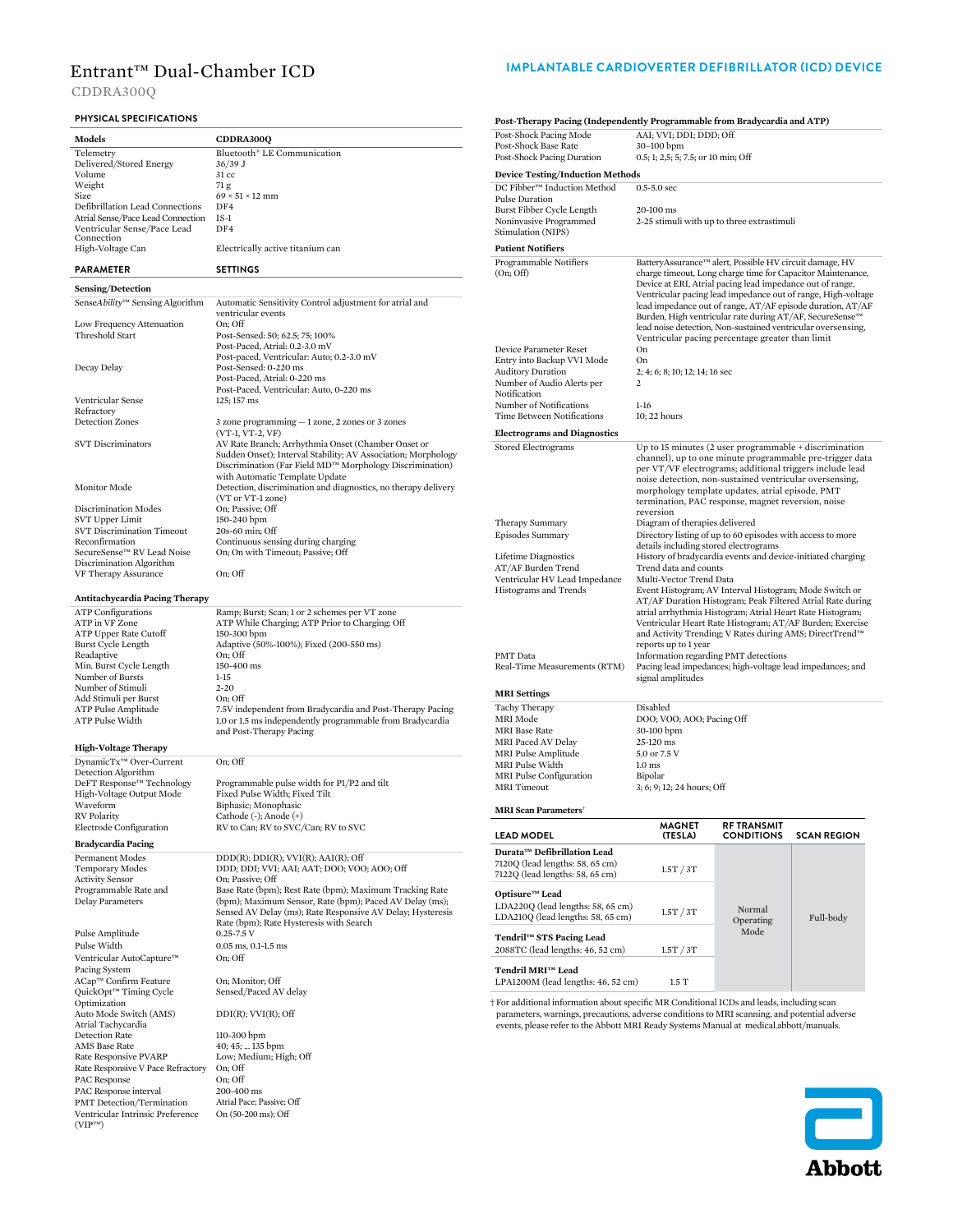# Entrant™ Dual-Chamber ICD

CDDRA300Q

## IMPLANTABLE CARDIOVERTER DEFIBRILLATOR (ICD) DEVICE

### PHYSICAL SPECIFICATIONS

| Models | CDDRA300Q |
|---|---|
| Telemetry | Bluetooth® LE Communication |
| Delivered/Stored Energy | 36/39 J |
| Volume | 31 cc |
| Weight | 71 g |
| Size | 69 × 51 × 12 mm |
| Defibrillation Lead Connections | DF4 |
| Atrial Sense/Pace Lead Connection | IS-1 |
| Ventricular Sense/Pace Lead Connection | DF4 |
| High-Voltage Can | Electrically active titanium can |

| PARAMETER | SETTINGS |
|---|---|
| **Sensing/Detection** | |
| Sense*Ability*™ Sensing Algorithm | Automatic Sensitivity Control adjustment for atrial and ventricular events |
| Low Frequency Attenuation | On; Off |
| Threshold Start | Post-Sensed: 50; 62.5; 75; 100%<br>Post-Paced, Atrial: 0.2-3.0 mV<br>Post-paced, Ventricular: Auto; 0.2-3.0 mV |
| Decay Delay | Post-Sensed: 0-220 ms<br>Post-Paced, Atrial: 0-220 ms<br>Post-Paced, Ventricular: Auto, 0-220 ms |
| Ventricular Sense Refractory | 125; 157 ms |
| Detection Zones | 3 zone programming — 1 zone, 2 zones or 3 zones (VT-1, VT-2, VF) |
| SVT Discriminators | AV Rate Branch; Arrhythmia Onset (Chamber Onset or Sudden Onset); Interval Stability; AV Association; Morphology Discrimination (Far Field MD™ Morphology Discrimination) with Automatic Template Update |
| Monitor Mode | Detection, discrimination and diagnostics, no therapy delivery (VT or VT-1 zone) |
| Discrimination Modes | On; Passive; Off |
| SVT Upper Limit | 150-240 bpm |
| SVT Discrimination Timeout | 20s-60 min; Off |
| Reconfirmation | Continuous sensing during charging |
| SecureSense™ RV Lead Noise Discrimination Algorithm | On; On with Timeout; Passive; Off |
| VF Therapy Assurance | On; Off |
| **Antitachycardia Pacing Therapy** | |
| ATP Configurations | Ramp; Burst; Scan; 1 or 2 schemes per VT zone |
| ATP in VF Zone | ATP While Charging; ATP Prior to Charging; Off |
| ATP Upper Rate Cutoff | 150-300 bpm |
| Burst Cycle Length | Adaptive (50%-100%); Fixed (200-550 ms) |
| Readaptive | On; Off |
| Min. Burst Cycle Length | 150-400 ms |
| Number of Bursts | 1-15 |
| Number of Stimuli | 2-20 |
| Add Stimuli per Burst | On; Off |
| ATP Pulse Amplitude | 7.5V independent from Bradycardia and Post-Therapy Pacing |
| ATP Pulse Width | 1.0 or 1.5 ms independently programmable from Bradycardia and Post-Therapy Pacing |
| **High-Voltage Therapy** | |
| DynamicTx™ Over-Current Detection Algorithm | On; Off |
| DeFT Response™ Technology | Programmable pulse width for P1/P2 and tilt |
| High-Voltage Output Mode | Fixed Pulse Width; Fixed Tilt |
| Waveform | Biphasic; Monophasic |
| RV Polarity | Cathode (-); Anode (+) |
| Electrode Configuration | RV to Can; RV to SVC/Can; RV to SVC |
| **Bradycardia Pacing** | |
| Permanent Modes | DDD(R); DDI(R); VVI(R); AAI(R); Off |
| Temporary Modes | DDD; DDI; VVI; AAI; AAT; DOO; VOO; AOO; Off |
| Activity Sensor | On; Passive; Off |
| Programmable Rate and Delay Parameters | Base Rate (bpm); Rest Rate (bpm); Maximum Tracking Rate (bpm); Maximum Sensor, Rate (bpm); Paced AV Delay (ms); Sensed AV Delay (ms); Rate Responsive AV Delay; Hysteresis Rate (bpm); Rate Hysteresis with Search |
| Pulse Amplitude | 0.25-7.5 V |
| Pulse Width | 0.05 ms, 0.1-1.5 ms |
| Ventricular AutoCapture™ Pacing System | On; Off |
| ACap™ Confirm Feature | On; Monitor; Off |
| QuickOpt™ Timing Cycle Optimization | Sensed/Paced AV delay |
| Auto Mode Switch (AMS) | DDI(R); VVI(R); Off |
| Atrial Tachycardia Detection Rate | 110-300 bpm |
| AMS Base Rate | 40; 45; ... 135 bpm |
| Rate Responsive PVARP | Low; Medium; High; Off |
| Rate Responsive V Pace Refractory | On; Off |
| PAC Response | On; Off |
| PAC Response interval | 200-400 ms |
| PMT Detection/Termination | Atrial Pace; Passive; Off |
| Ventricular Intrinsic Preference (VIP™) | On (50-200 ms); Off |
| **Post-Therapy Pacing (Independently Programmable from Bradycardia and ATP)** | |
| Post-Shock Pacing Mode | AAI; VVI; DDI; DDD; Off |
| Post-Shock Base Rate | 30–100 bpm |
| Post-Shock Pacing Duration | 0.5; 1; 2,5; 5; 7.5; or 10 min; Off |
| **Device Testing/Induction Methods** | |
| DC Fibber™ Induction Method Pulse Duration | 0.5-5.0 sec |
| Burst Fibber Cycle Length | 20-100 ms |
| Noninvasive Programmed Stimulation (NIPS) | 2-25 stimuli with up to three extrastimuli |
| **Patient Notifiers** | |
| Programmable Notifiers (On; Off) | BatteryAssurance™ alert, Possible HV circuit damage, HV charge timeout, Long charge time for Capacitor Maintenance, Device at ERI, Atrial pacing lead impedance out of range, Ventricular pacing lead impedance out of range, High-voltage lead impedance out of range, AT/AF episode duration, AT/AF Burden, High ventricular rate during AT/AF, SecureSense™ lead noise detection, Non-sustained ventricular oversensing, Ventricular pacing percentage greater than limit |
| Device Parameter Reset | On |
| Entry into Backup VVI Mode | On |
| Auditory Duration | 2; 4; 6; 8; 10; 12; 14; 16 sec |
| Number of Audio Alerts per Notification | 2 |
| Number of Notifications | 1-16 |
| Time Between Notifications | 10; 22 hours |
| **Electrograms and Diagnostics** | |
| Stored Electrograms | Up to 15 minutes (2 user programmable + discrimination channel), up to one minute programmable pre-trigger data per VT/VF electrograms; additional triggers include lead noise detection, non-sustained ventricular oversensing, morphology template updates, atrial episode, PMT termination, PAC response, magnet reversion, noise reversion |
| Therapy Summary | Diagram of therapies delivered |
| Episodes Summary | Directory listing of up to 60 episodes with access to more details including stored electrograms |
| Lifetime Diagnostics | History of bradycardia events and device-initiated charging |
| AT/AF Burden Trend | Trend data and counts |
| Ventricular HV Lead Impedance | Multi-Vector Trend Data |
| Histograms and Trends | Event Histogram; AV Interval Histogram; Mode Switch or AT/AF Duration Histogram; Peak Filtered Atrial Rate during atrial arrhythmia Histogram; Atrial Heart Rate Histogram; Ventricular Heart Rate Histogram; AT/AF Burden; Exercise and Activity Trending; V Rates during AMS; DirectTrend™ reports up to 1 year |
| PMT Data | Information regarding PMT detections |
| Real-Time Measurements (RTM) | Pacing lead impedances; high-voltage lead impedances; and signal amplitudes |
| **MRI Settings** | |
| Tachy Therapy | Disabled |
| MRI Mode | DOO; VOO; AOO; Pacing Off |
| MRI Base Rate | 30-100 bpm |
| MRI Paced AV Delay | 25-120 ms |
| MRI Pulse Amplitude | 5.0 or 7.5 V |
| MRI Pulse Width | 1.0 ms |
| MRI Pulse Configuration | Bipolar |
| MRI Timeout | 3; 6; 9; 12; 24 hours; Off |

### MRI Scan Parameters†

| LEAD MODEL | MAGNET (TESLA) | RF TRANSMIT CONDITIONS | SCAN REGION |
|---|---|---|---|
| **Durata™ Defibrillation Lead**<br>7120Q (lead lengths: 58, 65 cm)<br>7122Q (lead lengths: 58, 65 cm) | 1.5T / 3T | Normal Operating Mode | Full-body |
| **Optisure™ Lead**<br>LDA220Q (lead lengths: 58, 65 cm)<br>LDA210Q (lead lengths: 58, 65 cm) | 1.5T / 3T | | |
| **Tendril™ STS Pacing Lead**<br>2088TC (lead lengths: 46, 52 cm) | 1.5T / 3T | | |
| **Tendril MRI™ Lead**<br>LPA1200M (lead lengths: 46, 52 cm) | 1.5 T | | |

† For additional information about specific MR Conditional ICDs and leads, including scan parameters, warnings, precautions, adverse conditions to MRI scanning, and potential adverse events, please refer to the Abbott MRI Ready Systems Manual at medical.abbott/manuals.

Abbott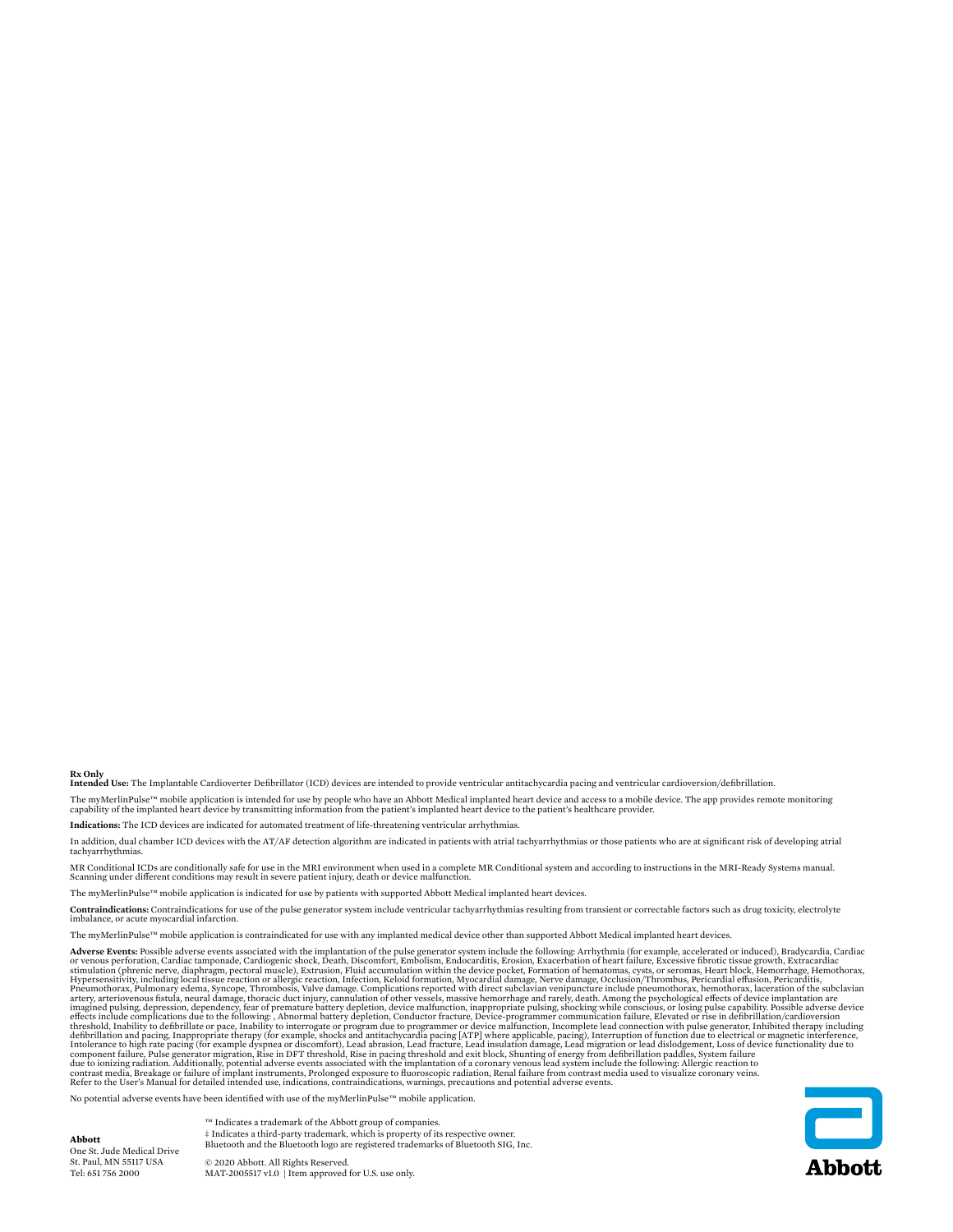**Rx Only**

**Intended Use:** The Implantable Cardioverter Defibrillator (ICD) devices are intended to provide ventricular antitachycardia pacing and ventricular cardioversion/defibrillation.

The myMerlinPulse™ mobile application is intended for use by people who have an Abbott Medical implanted heart device and access to a mobile device. The app provides remote monitoring capability of the implanted heart device by transmitting information from the patient's implanted heart device to the patient's healthcare provider.

**Indications:** The ICD devices are indicated for automated treatment of life-threatening ventricular arrhythmias.

In addition, dual chamber ICD devices with the AT/AF detection algorithm are indicated in patients with atrial tachyarrhythmias or those patients who are at significant risk of developing atrial tachyarrhythmias.

MR Conditional ICDs are conditionally safe for use in the MRI environment when used in a complete MR Conditional system and according to instructions in the MRI-Ready Systems manual. Scanning under different conditions may result in severe patient injury, death or device malfunction.

The myMerlinPulse™ mobile application is indicated for use by patients with supported Abbott Medical implanted heart devices.

**Contraindications:** Contraindications for use of the pulse generator system include ventricular tachyarrhythmias resulting from transient or correctable factors such as drug toxicity, electrolyte imbalance, or acute myocardial infarction.

The myMerlinPulse™ mobile application is contraindicated for use with any implanted medical device other than supported Abbott Medical implanted heart devices.

**Adverse Events:** Possible adverse events associated with the implantation of the pulse generator system include the following: Arrhythmia (for example, accelerated or induced), Bradycardia, Cardiac or venous perforation, Cardiac tamponade, Cardiogenic shock, Death, Discomfort, Embolism, Endocarditis, Erosion, Exacerbation of heart failure, Excessive fibrotic tissue growth, Extracardiac stimulation (phrenic nerve, diaphragm, pectoral muscle), Extrusion, Fluid accumulation within the device pocket, Formation of hematomas, cysts, or seromas, Heart block, Hemorrhage, Hemothorax, Hypersensitivity, including local tissue reaction or allergic reaction, Infection, Keloid formation, Myocardial damage, Nerve damage, Occlusion/Thrombus, Pericardial effusion, Pericarditis, Pneumothorax, Pulmonary edema, Syncope, Thrombosis, Valve damage. Complications reported with direct subclavian venipuncture include pneumothorax, hemothorax, laceration of the subclavian artery, arteriovenous fistula, neural damage, thoracic duct injury, cannulation of other vessels, massive hemorrhage and rarely, death. Among the psychological effects of device implantation are imagined pulsing, depression, dependency, fear of premature battery depletion, device malfunction, inappropriate pulsing, shocking while conscious, or losing pulse capability. Possible adverse device effects include complications due to the following: , Abnormal battery depletion, Conductor fracture, Device-programmer communication failure, Elevated or rise in defibrillation/cardioversion threshold, Inability to defibrillate or pace, Inability to interrogate or program due to programmer or device malfunction, Incomplete lead connection with pulse generator, Inhibited therapy including defibrillation and pacing, Inappropriate therapy (for example, shocks and antitachycardia pacing [ATP] where applicable, pacing), Interruption of function due to electrical or magnetic interference, Intolerance to high rate pacing (for example dyspnea or discomfort), Lead abrasion, Lead fracture, Lead insulation damage, Lead migration or lead dislodgement, Loss of device functionality due to component failure, Pulse generator migration, Rise in DFT threshold, Rise in pacing threshold and exit block, Shunting of energy from defibrillation paddles, System failure due to ionizing radiation. Additionally, potential adverse events associated with the implantation of a coronary venous lead system include the following: Allergic reaction to contrast media, Breakage or failure of implant instruments, Prolonged exposure to fluoroscopic radiation, Renal failure from contrast media used to visualize coronary veins. Refer to the User's Manual for detailed intended use, indications, contraindications, warnings, precautions and potential adverse events.

No potential adverse events have been identified with use of the myMerlinPulse™ mobile application.

**Abbott**
One St. Jude Medical Drive
St. Paul, MN 55117 USA
Tel: 651 756 2000

™ Indicates a trademark of the Abbott group of companies.
‡ Indicates a third-party trademark, which is property of its respective owner.
Bluetooth and the Bluetooth logo are registered trademarks of Bluetooth SIG, Inc.

© 2020 Abbott. All Rights Reserved.
MAT-2005517 v1.0 | Item approved for U.S. use only.

Abbott